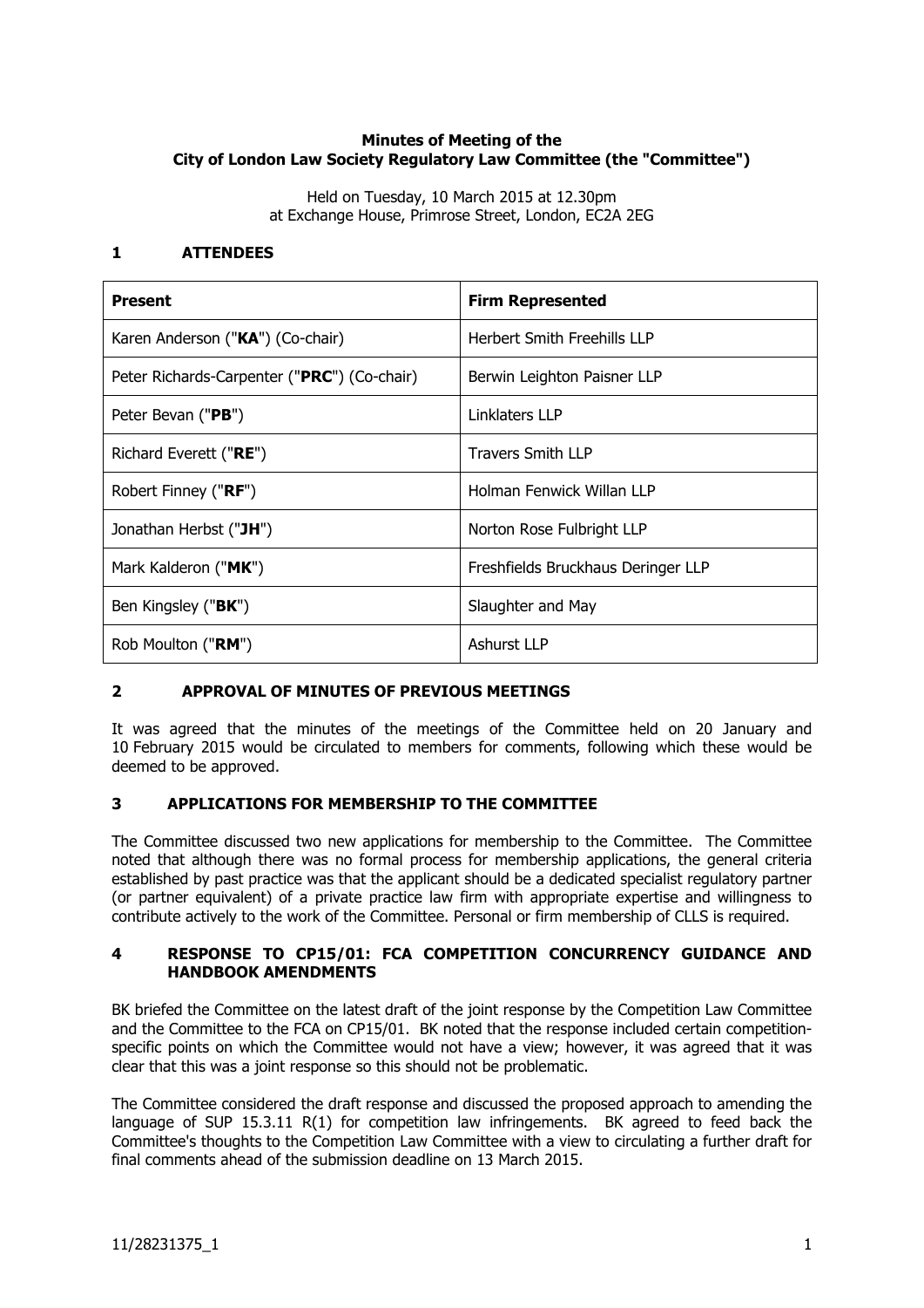**Minutes of Meeting of the City of London Law Society Regulatory Law Committee (the "Committee")**

Held on Tuesday, 10 March 2015 at 12.30pm
at Exchange House, Primrose Street, London, EC2A 2EG

## 1 ATTENDEES

| **Present** | **Firm Represented** |
|---|---|
| Karen Anderson ("**KA**") (Co-chair) | Herbert Smith Freehills LLP |
| Peter Richards-Carpenter ("**PRC**") (Co-chair) | Berwin Leighton Paisner LLP |
| Peter Bevan ("**PB**") | Linklaters LLP |
| Richard Everett ("**RE**") | Travers Smith LLP |
| Robert Finney ("**RF**") | Holman Fenwick Willan LLP |
| Jonathan Herbst ("**JH**") | Norton Rose Fulbright LLP |
| Mark Kalderon ("**MK**") | Freshfields Bruckhaus Deringer LLP |
| Ben Kingsley ("**BK**") | Slaughter and May |
| Rob Moulton ("**RM**") | Ashurst LLP |

## 2 APPROVAL OF MINUTES OF PREVIOUS MEETINGS

It was agreed that the minutes of the meetings of the Committee held on 20 January and 10 February 2015 would be circulated to members for comments, following which these would be deemed to be approved.

## 3 APPLICATIONS FOR MEMBERSHIP TO THE COMMITTEE

The Committee discussed two new applications for membership to the Committee. The Committee noted that although there was no formal process for membership applications, the general criteria established by past practice was that the applicant should be a dedicated specialist regulatory partner (or partner equivalent) of a private practice law firm with appropriate expertise and willingness to contribute actively to the work of the Committee. Personal or firm membership of CLLS is required.

## 4 RESPONSE TO CP15/01: FCA COMPETITION CONCURRENCY GUIDANCE AND HANDBOOK AMENDMENTS

BK briefed the Committee on the latest draft of the joint response by the Competition Law Committee and the Committee to the FCA on CP15/01. BK noted that the response included certain competition-specific points on which the Committee would not have a view; however, it was agreed that it was clear that this was a joint response so this should not be problematic.

The Committee considered the draft response and discussed the proposed approach to amending the language of SUP 15.3.11 R(1) for competition law infringements. BK agreed to feed back the Committee's thoughts to the Competition Law Committee with a view to circulating a further draft for final comments ahead of the submission deadline on 13 March 2015.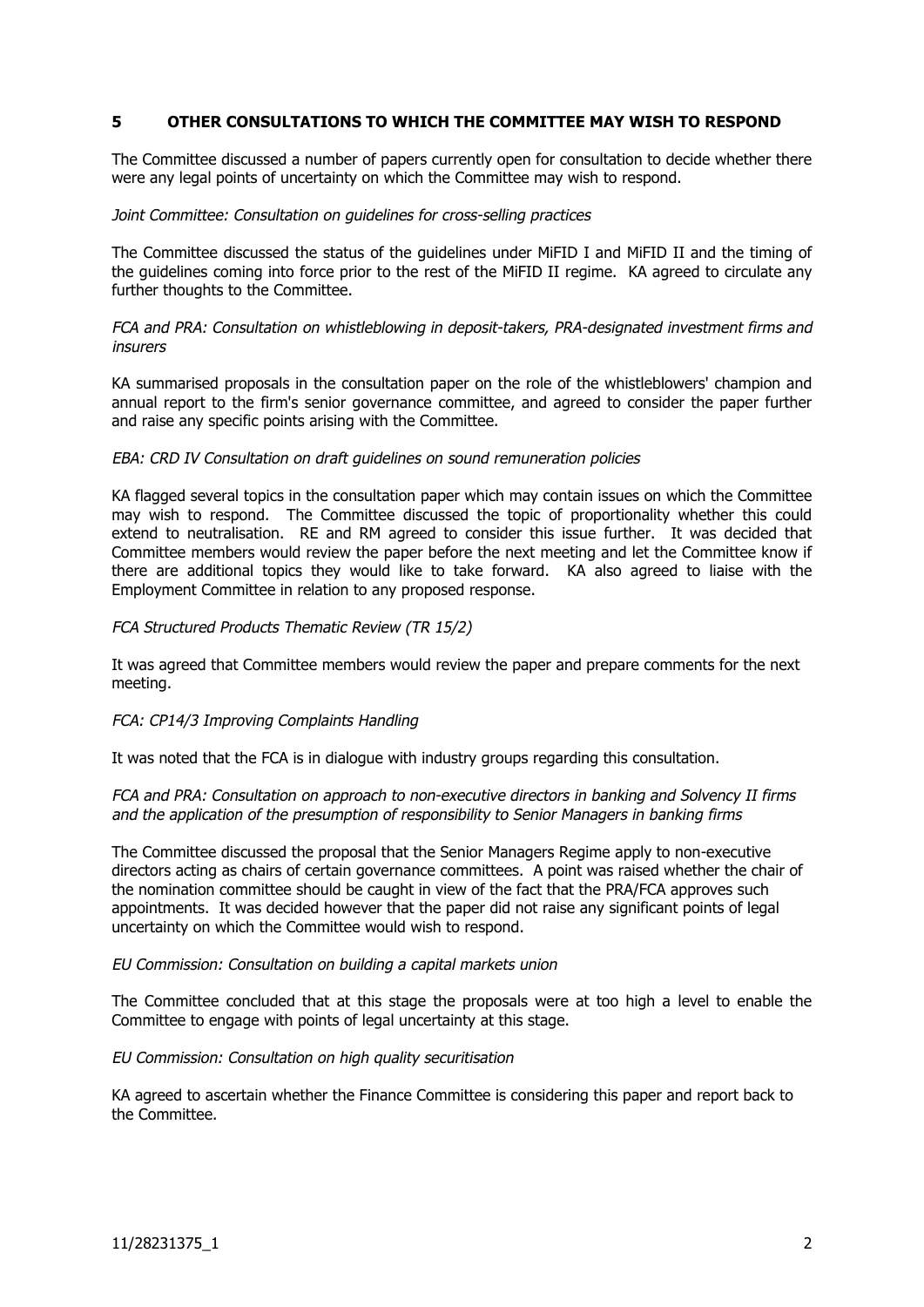## 5 OTHER CONSULTATIONS TO WHICH THE COMMITTEE MAY WISH TO RESPOND

The Committee discussed a number of papers currently open for consultation to decide whether there were any legal points of uncertainty on which the Committee may wish to respond.

*Joint Committee: Consultation on guidelines for cross-selling practices*

The Committee discussed the status of the guidelines under MiFID I and MiFID II and the timing of the guidelines coming into force prior to the rest of the MiFID II regime. KA agreed to circulate any further thoughts to the Committee.

*FCA and PRA: Consultation on whistleblowing in deposit-takers, PRA-designated investment firms and insurers*

KA summarised proposals in the consultation paper on the role of the whistleblowers' champion and annual report to the firm's senior governance committee, and agreed to consider the paper further and raise any specific points arising with the Committee.

*EBA: CRD IV Consultation on draft guidelines on sound remuneration policies*

KA flagged several topics in the consultation paper which may contain issues on which the Committee may wish to respond. The Committee discussed the topic of proportionality whether this could extend to neutralisation. RE and RM agreed to consider this issue further. It was decided that Committee members would review the paper before the next meeting and let the Committee know if there are additional topics they would like to take forward. KA also agreed to liaise with the Employment Committee in relation to any proposed response.

*FCA Structured Products Thematic Review (TR 15/2)*

It was agreed that Committee members would review the paper and prepare comments for the next meeting.

*FCA: CP14/3 Improving Complaints Handling*

It was noted that the FCA is in dialogue with industry groups regarding this consultation.

*FCA and PRA: Consultation on approach to non-executive directors in banking and Solvency II firms and the application of the presumption of responsibility to Senior Managers in banking firms*

The Committee discussed the proposal that the Senior Managers Regime apply to non-executive directors acting as chairs of certain governance committees. A point was raised whether the chair of the nomination committee should be caught in view of the fact that the PRA/FCA approves such appointments. It was decided however that the paper did not raise any significant points of legal uncertainty on which the Committee would wish to respond.

*EU Commission: Consultation on building a capital markets union*

The Committee concluded that at this stage the proposals were at too high a level to enable the Committee to engage with points of legal uncertainty at this stage.

*EU Commission: Consultation on high quality securitisation*

KA agreed to ascertain whether the Finance Committee is considering this paper and report back to the Committee.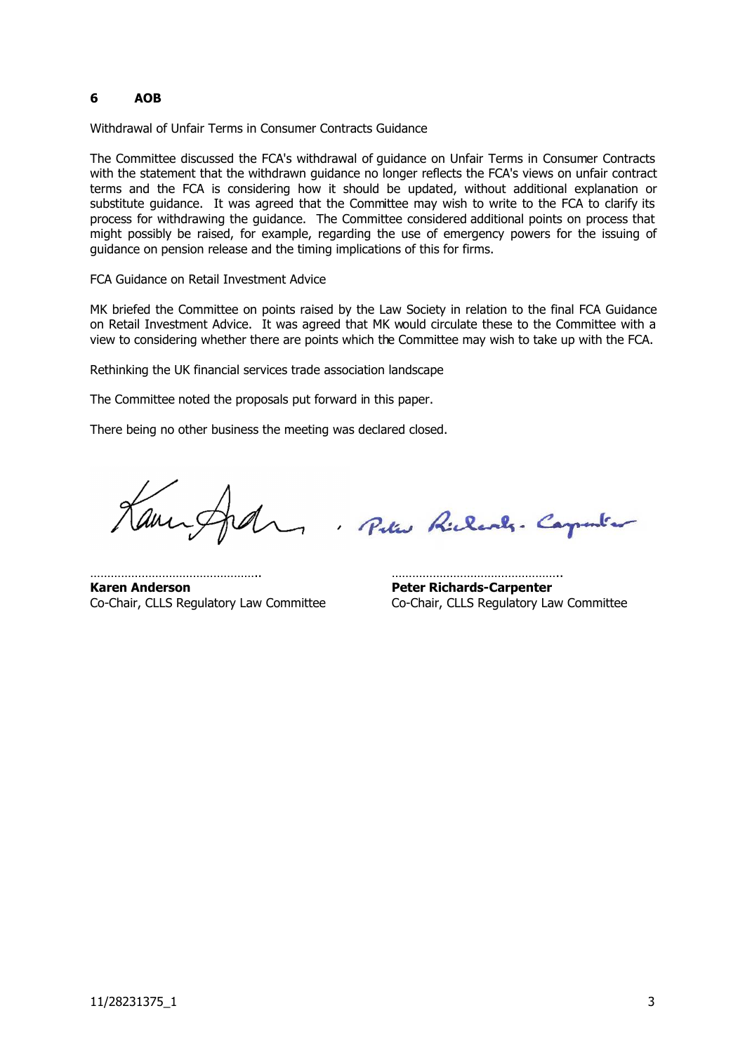## 6 AOB

Withdrawal of Unfair Terms in Consumer Contracts Guidance

The Committee discussed the FCA's withdrawal of guidance on Unfair Terms in Consumer Contracts with the statement that the withdrawn guidance no longer reflects the FCA's views on unfair contract terms and the FCA is considering how it should be updated, without additional explanation or substitute guidance. It was agreed that the Committee may wish to write to the FCA to clarify its process for withdrawing the guidance. The Committee considered additional points on process that might possibly be raised, for example, regarding the use of emergency powers for the issuing of guidance on pension release and the timing implications of this for firms.

FCA Guidance on Retail Investment Advice

MK briefed the Committee on points raised by the Law Society in relation to the final FCA Guidance on Retail Investment Advice. It was agreed that MK would circulate these to the Committee with a view to considering whether there are points which the Committee may wish to take up with the FCA.

Rethinking the UK financial services trade association landscape

The Committee noted the proposals put forward in this paper.

There being no other business the meeting was declared closed.

……………………………………………..
**Karen Anderson**
Co-Chair, CLLS Regulatory Law Committee

……………………………………………..
**Peter Richards-Carpenter**
Co-Chair, CLLS Regulatory Law Committee

11/28231375_1